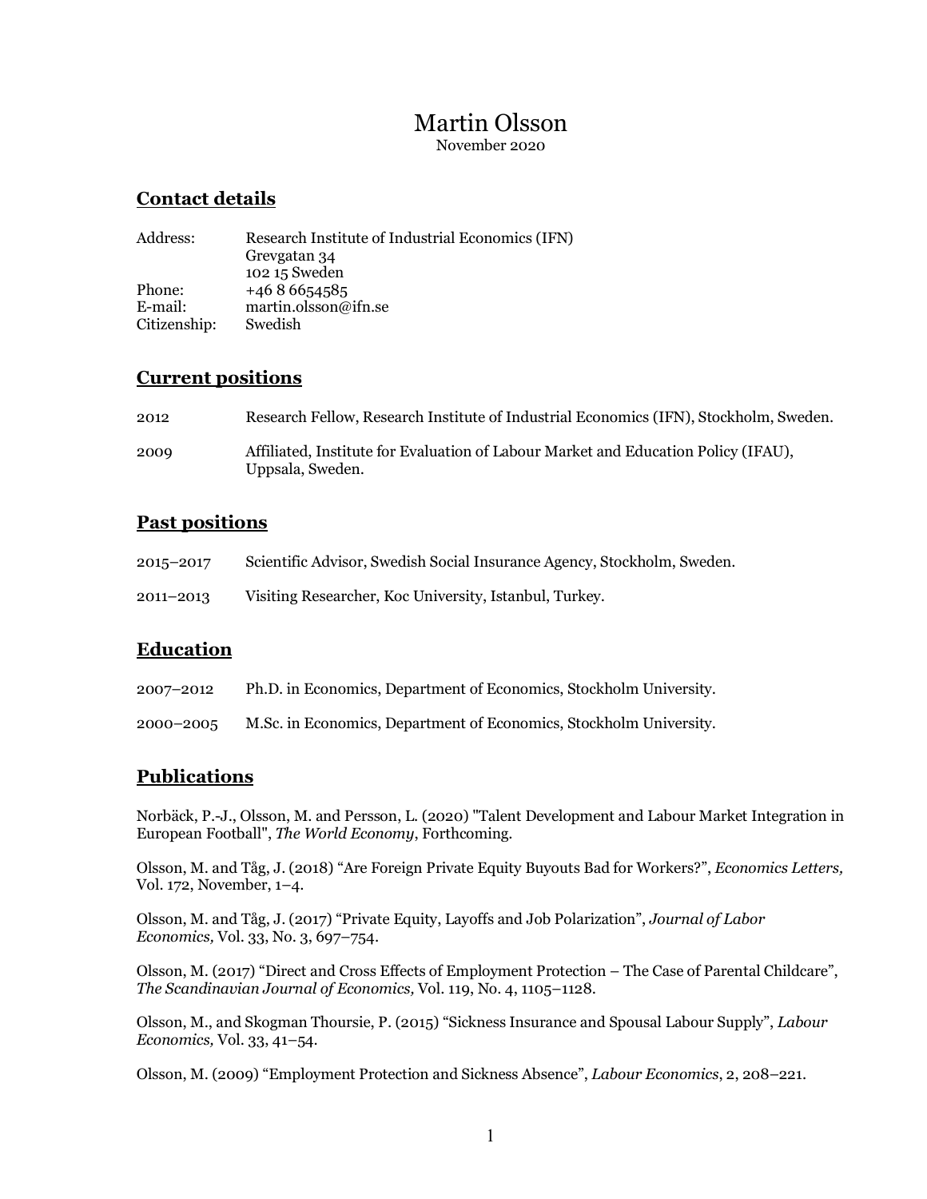# Martin Olsson

November 2020

## Contact details

Address: Research Institute of Industrial Economics (IFN)
Grevgatan 34
102 15 Sweden
Phone: +46 8 6654585
E-mail: martin.olsson@ifn.se
Citizenship: Swedish

## Current positions

2012 Research Fellow, Research Institute of Industrial Economics (IFN), Stockholm, Sweden.

2009 Affiliated, Institute for Evaluation of Labour Market and Education Policy (IFAU), Uppsala, Sweden.

## Past positions

2015–2017 Scientific Advisor, Swedish Social Insurance Agency, Stockholm, Sweden.

2011–2013 Visiting Researcher, Koc University, Istanbul, Turkey.

## Education

2007–2012 Ph.D. in Economics, Department of Economics, Stockholm University.

2000–2005 M.Sc. in Economics, Department of Economics, Stockholm University.

## Publications

Norbäck, P.-J., Olsson, M. and Persson, L. (2020) "Talent Development and Labour Market Integration in European Football", *The World Economy*, Forthcoming.

Olsson, M. and Tåg, J. (2018) "Are Foreign Private Equity Buyouts Bad for Workers?", *Economics Letters,* Vol. 172, November, 1–4.

Olsson, M. and Tåg, J. (2017) "Private Equity, Layoffs and Job Polarization", *Journal of Labor Economics,* Vol. 33, No. 3, 697–754.

Olsson, M. (2017) "Direct and Cross Effects of Employment Protection – The Case of Parental Childcare", *The Scandinavian Journal of Economics,* Vol. 119, No. 4, 1105–1128.

Olsson, M., and Skogman Thoursie, P. (2015) "Sickness Insurance and Spousal Labour Supply", *Labour Economics,* Vol. 33, 41–54.

Olsson, M. (2009) "Employment Protection and Sickness Absence", *Labour Economics*, 2, 208–221.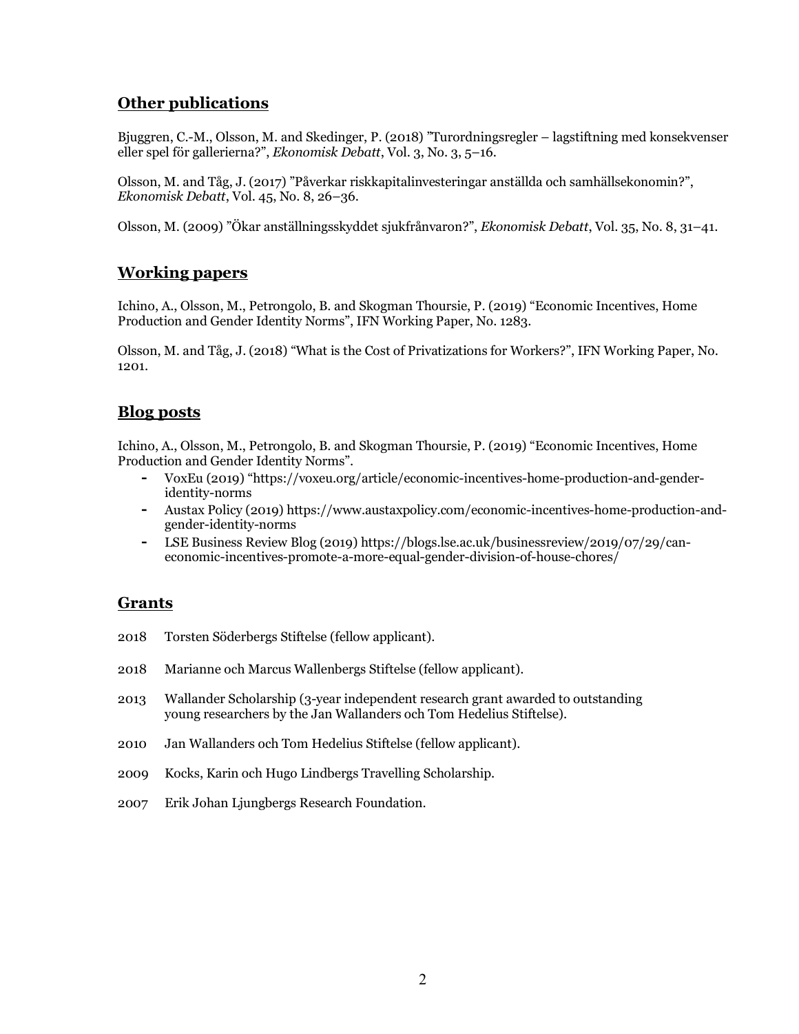## Other publications

Bjuggren, C.-M., Olsson, M. and Skedinger, P. (2018) ”Turordningsregler – lagstiftning med konsekvenser eller spel för gallerierna?”, *Ekonomisk Debatt*, Vol. 3, No. 3, 5–16.

Olsson, M. and Tåg, J. (2017) ”Påverkar riskkapitalinvesteringar anställda och samhällsekonomin?”, *Ekonomisk Debatt*, Vol. 45, No. 8, 26–36.

Olsson, M. (2009) ”Ökar anställningsskyddet sjukfrånvaron?”, *Ekonomisk Debatt*, Vol. 35, No. 8, 31–41.

## Working papers

Ichino, A., Olsson, M., Petrongolo, B. and Skogman Thoursie, P. (2019) “Economic Incentives, Home Production and Gender Identity Norms”, IFN Working Paper, No. 1283.

Olsson, M. and Tåg, J. (2018) “What is the Cost of Privatizations for Workers?”, IFN Working Paper, No. 1201.

## Blog posts

Ichino, A., Olsson, M., Petrongolo, B. and Skogman Thoursie, P. (2019) “Economic Incentives, Home Production and Gender Identity Norms”.

- VoxEu (2019) “https://voxeu.org/article/economic-incentives-home-production-and-gender-identity-norms
- Austax Policy (2019) https://www.austaxpolicy.com/economic-incentives-home-production-and-gender-identity-norms
- LSE Business Review Blog (2019) https://blogs.lse.ac.uk/businessreview/2019/07/29/can-economic-incentives-promote-a-more-equal-gender-division-of-house-chores/

## Grants

2018 Torsten Söderbergs Stiftelse (fellow applicant).

2018 Marianne och Marcus Wallenbergs Stiftelse (fellow applicant).

2013 Wallander Scholarship (3-year independent research grant awarded to outstanding young researchers by the Jan Wallanders och Tom Hedelius Stiftelse).

2010 Jan Wallanders och Tom Hedelius Stiftelse (fellow applicant).

2009 Kocks, Karin och Hugo Lindbergs Travelling Scholarship.

2007 Erik Johan Ljungbergs Research Foundation.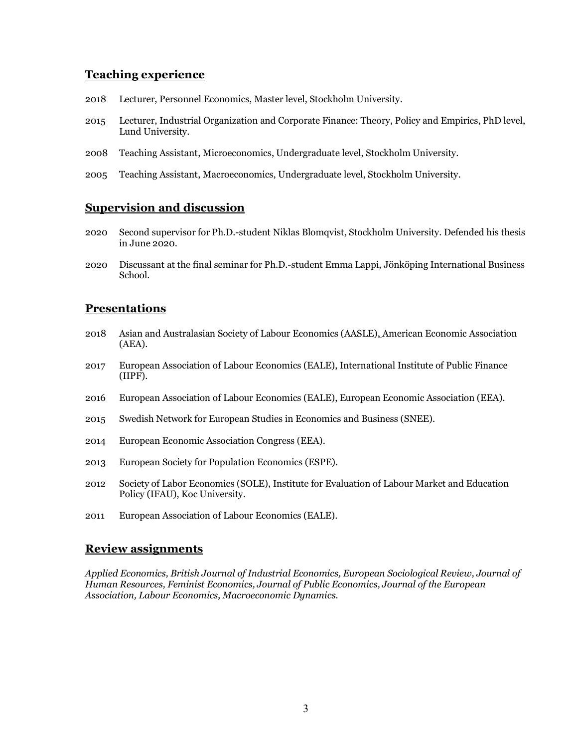## Teaching experience

2018 Lecturer, Personnel Economics, Master level, Stockholm University.

2015 Lecturer, Industrial Organization and Corporate Finance: Theory, Policy and Empirics, PhD level, Lund University.

2008 Teaching Assistant, Microeconomics, Undergraduate level, Stockholm University.

2005 Teaching Assistant, Macroeconomics, Undergraduate level, Stockholm University.

## Supervision and discussion

2020 Second supervisor for Ph.D.-student Niklas Blomqvist, Stockholm University. Defended his thesis in June 2020.

2020 Discussant at the final seminar for Ph.D.-student Emma Lappi, Jönköping International Business School.

## Presentations

2018 Asian and Australasian Society of Labour Economics (AASLE), American Economic Association (AEA).

2017 European Association of Labour Economics (EALE), International Institute of Public Finance (IIPF).

2016 European Association of Labour Economics (EALE), European Economic Association (EEA).

2015 Swedish Network for European Studies in Economics and Business (SNEE).

2014 European Economic Association Congress (EEA).

2013 European Society for Population Economics (ESPE).

2012 Society of Labor Economics (SOLE), Institute for Evaluation of Labour Market and Education Policy (IFAU), Koc University.

2011 European Association of Labour Economics (EALE).

## Review assignments

*Applied Economics, British Journal of Industrial Economics, European Sociological Review, Journal of Human Resources, Feminist Economics, Journal of Public Economics, Journal of the European Association, Labour Economics, Macroeconomic Dynamics.*